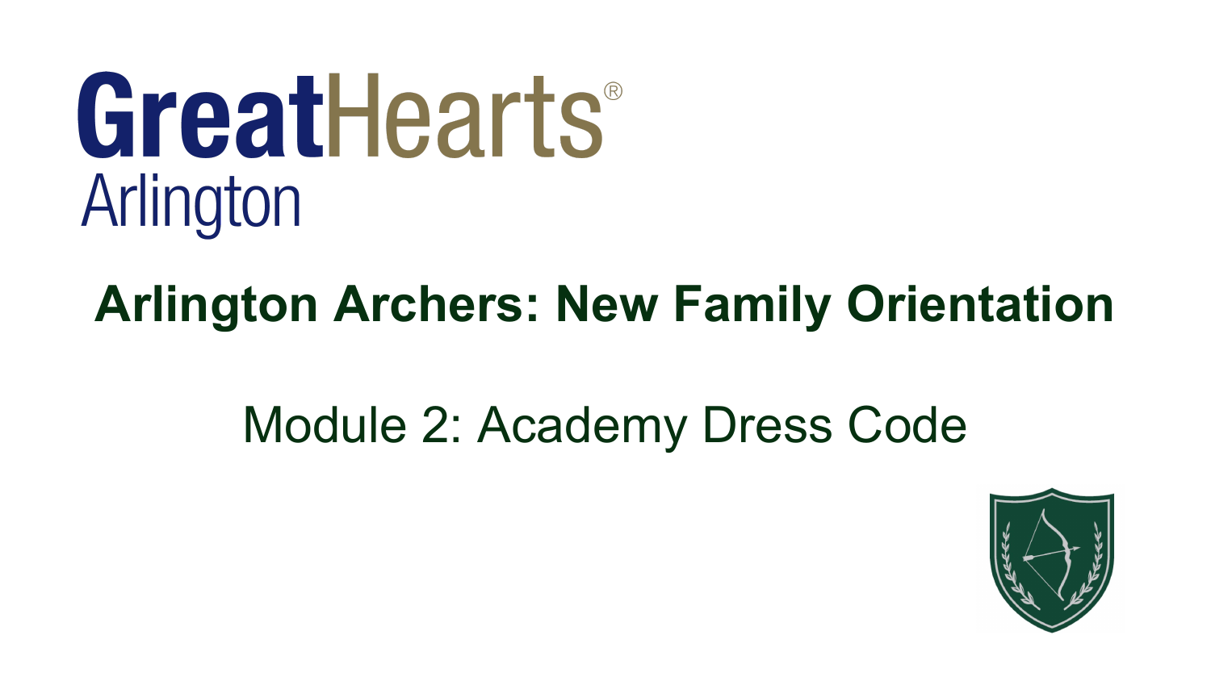GreatHearts®
Arlington

# Arlington Archers: New Family Orientation

## Module 2: Academy Dress Code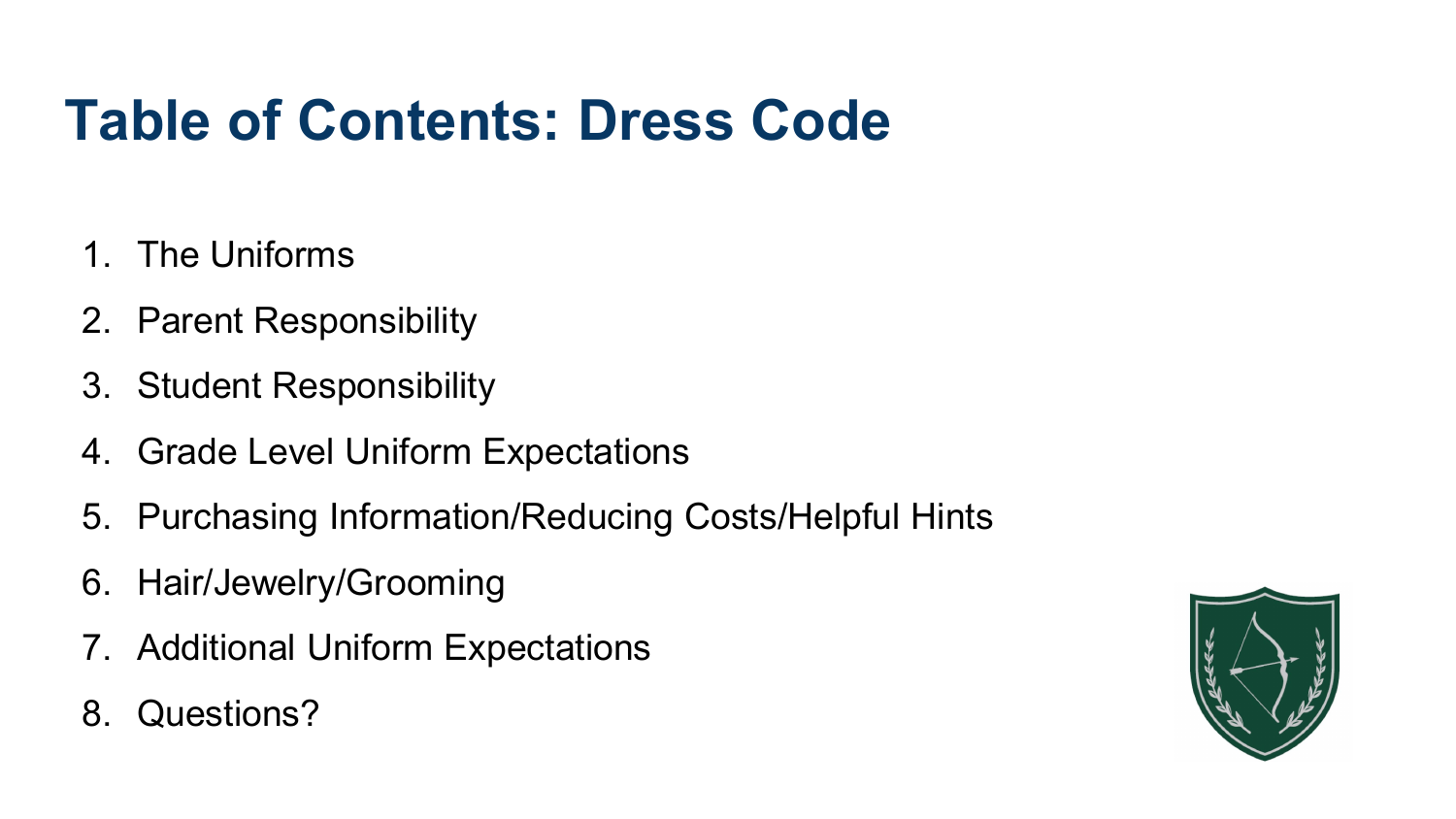# Table of Contents: Dress Code

1. The Uniforms
2. Parent Responsibility
3. Student Responsibility
4. Grade Level Uniform Expectations
5. Purchasing Information/Reducing Costs/Helpful Hints
6. Hair/Jewelry/Grooming
7. Additional Uniform Expectations
8. Questions?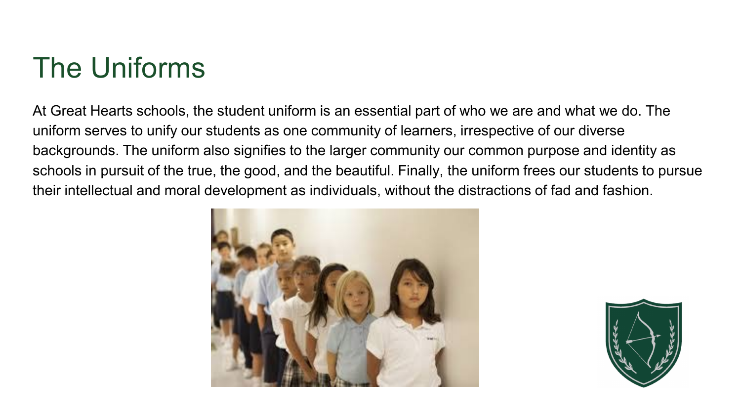# The Uniforms

At Great Hearts schools, the student uniform is an essential part of who we are and what we do. The uniform serves to unify our students as one community of learners, irrespective of our diverse backgrounds. The uniform also signifies to the larger community our common purpose and identity as schools in pursuit of the true, the good, and the beautiful. Finally, the uniform frees our students to pursue their intellectual and moral development as individuals, without the distractions of fad and fashion.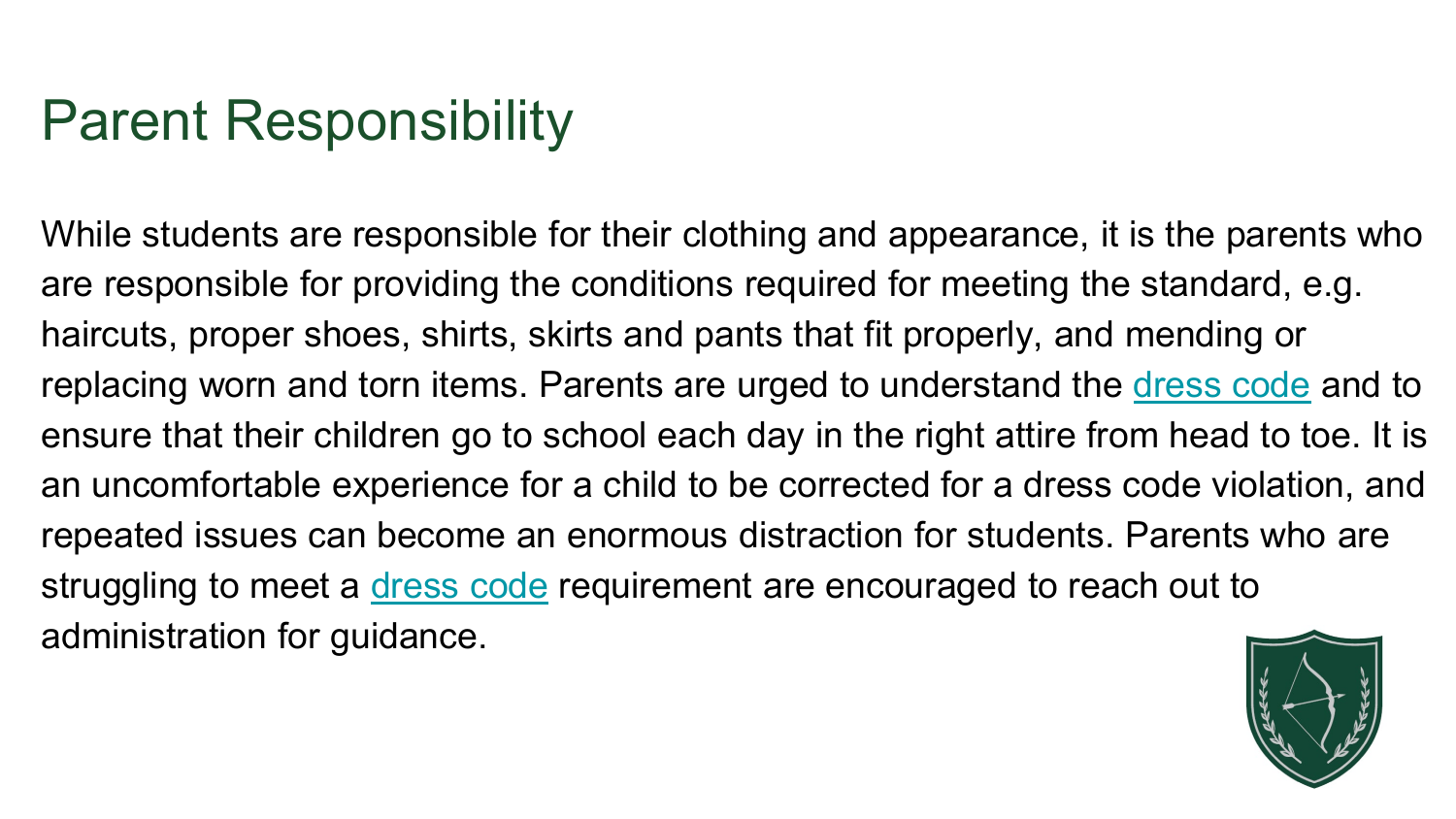# Parent Responsibility

While students are responsible for their clothing and appearance, it is the parents who are responsible for providing the conditions required for meeting the standard, e.g. haircuts, proper shoes, shirts, skirts and pants that fit properly, and mending or replacing worn and torn items. Parents are urged to understand the [dress code]() and to ensure that their children go to school each day in the right attire from head to toe. It is an uncomfortable experience for a child to be corrected for a dress code violation, and repeated issues can become an enormous distraction for students. Parents who are struggling to meet a [dress code]() requirement are encouraged to reach out to administration for guidance.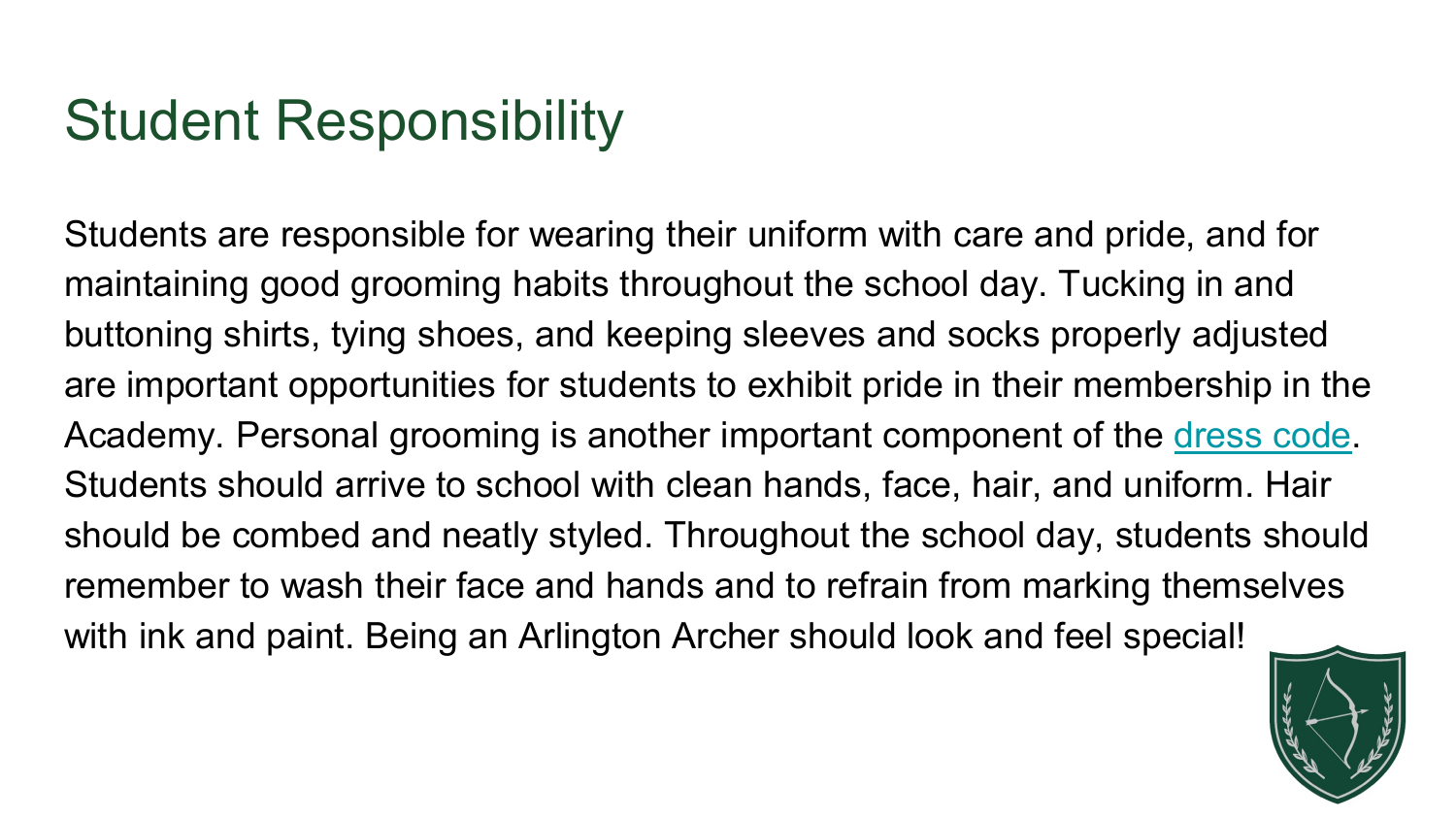# Student Responsibility

Students are responsible for wearing their uniform with care and pride, and for maintaining good grooming habits throughout the school day. Tucking in and buttoning shirts, tying shoes, and keeping sleeves and socks properly adjusted are important opportunities for students to exhibit pride in their membership in the Academy. Personal grooming is another important component of the dress code. Students should arrive to school with clean hands, face, hair, and uniform. Hair should be combed and neatly styled. Throughout the school day, students should remember to wash their face and hands and to refrain from marking themselves with ink and paint. Being an Arlington Archer should look and feel special!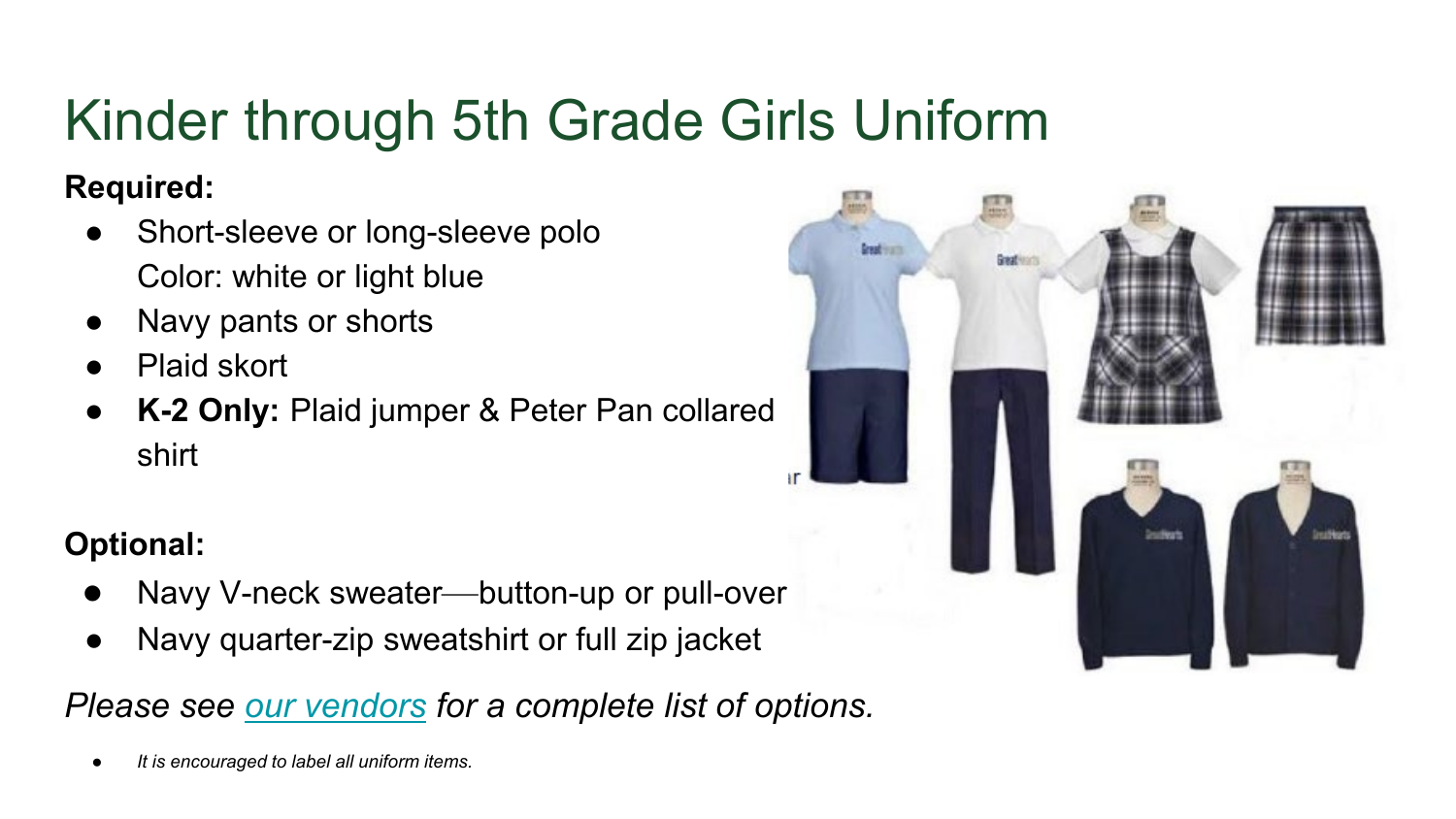# Kinder through 5th Grade Girls Uniform

**Required:**

- Short-sleeve or long-sleeve polo
  Color: white or light blue
- Navy pants or shorts
- Plaid skort
- **K-2 Only:** Plaid jumper & Peter Pan collared shirt

**Optional:**

- Navy V-neck sweater—button-up or pull-over
- Navy quarter-zip sweatshirt or full zip jacket

*Please see our vendors for a complete list of options.*

- *It is encouraged to label all uniform items.*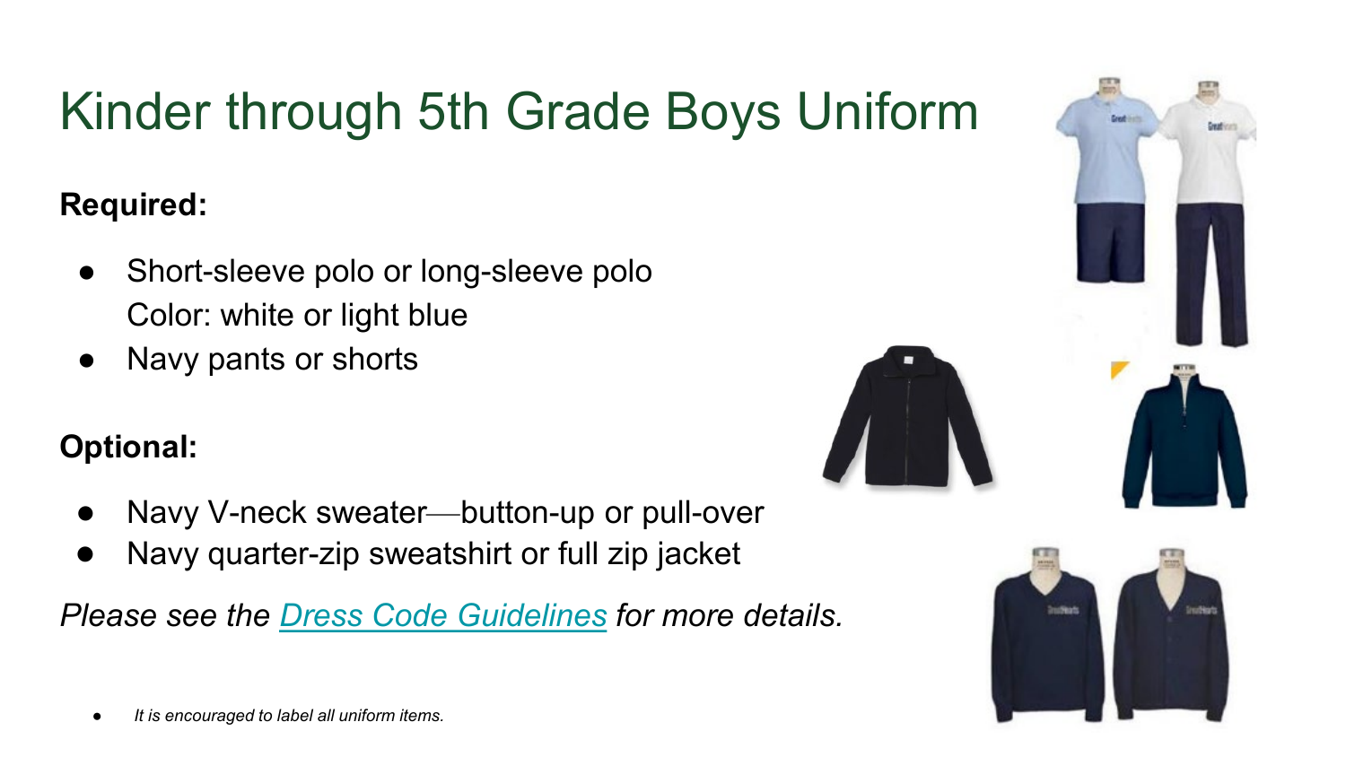# Kinder through 5th Grade Boys Uniform

**Required:**

- Short-sleeve polo or long-sleeve polo
  Color: white or light blue
- Navy pants or shorts

**Optional:**

- Navy V-neck sweater—button-up or pull-over
- Navy quarter-zip sweatshirt or full zip jacket

*Please see the [Dress Code Guidelines]() for more details.*

- *It is encouraged to label all uniform items.*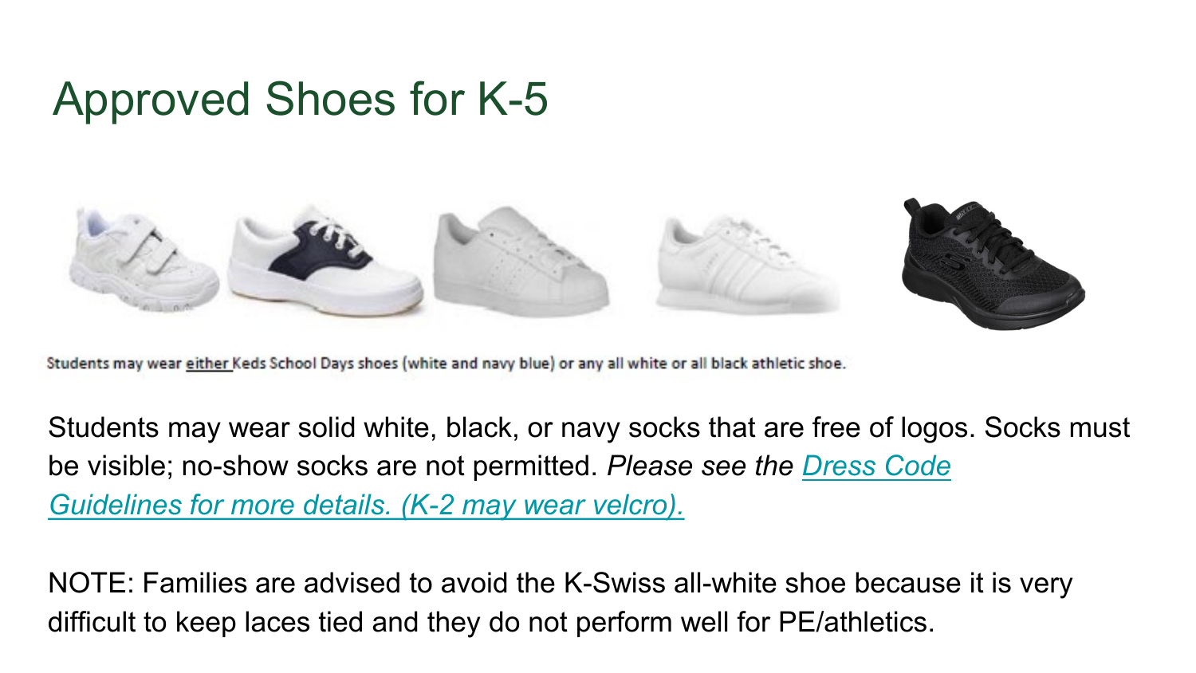# Approved Shoes for K-5

Students may wear <u>either</u> Keds School Days shoes (white and navy blue) or any all white or all black athletic shoe.

Students may wear solid white, black, or navy socks that are free of logos. Socks must be visible; no-show socks are not permitted. *Please see the [Dress Code Guidelines for more details. (K-2 may wear velcro).]()*

NOTE: Families are advised to avoid the K-Swiss all-white shoe because it is very difficult to keep laces tied and they do not perform well for PE/athletics.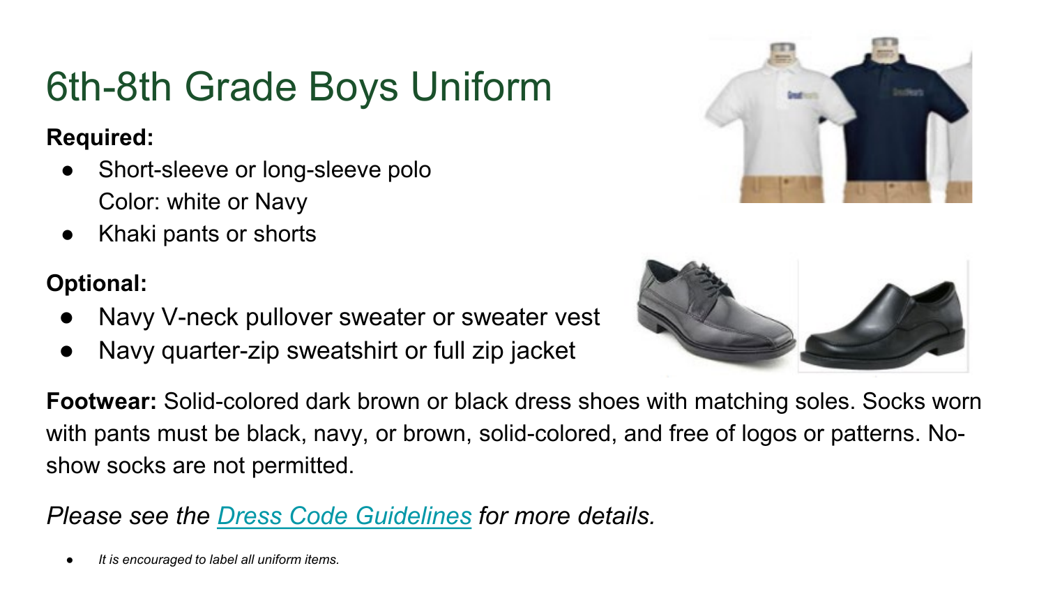# 6th-8th Grade Boys Uniform

**Required:**

- Short-sleeve or long-sleeve polo
  Color: white or Navy
- Khaki pants or shorts

**Optional:**

- Navy V-neck pullover sweater or sweater vest
- Navy quarter-zip sweatshirt or full zip jacket

**Footwear:** Solid-colored dark brown or black dress shoes with matching soles. Socks worn with pants must be black, navy, or brown, solid-colored, and free of logos or patterns. No-show socks are not permitted.

*Please see the [Dress Code Guidelines](#) for more details.*

- *It is encouraged to label all uniform items.*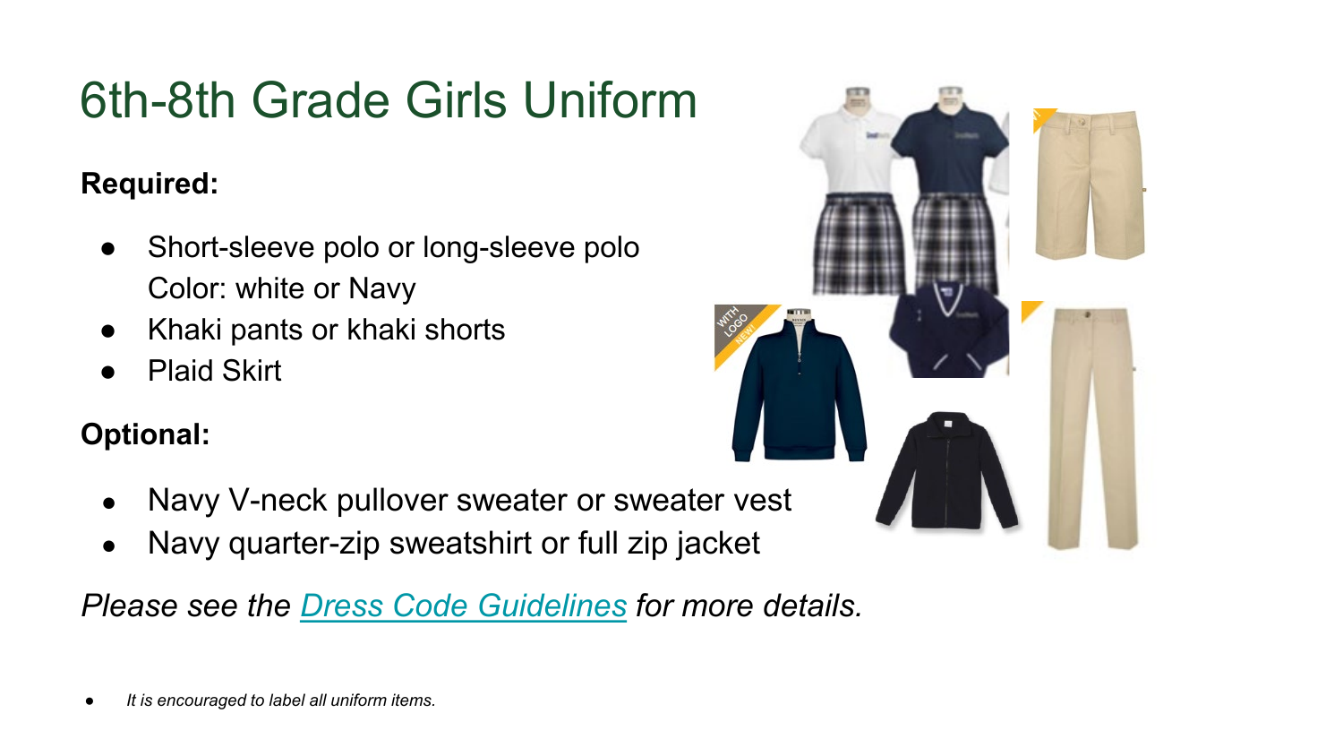# 6th-8th Grade Girls Uniform

**Required:**

- Short-sleeve polo or long-sleeve polo
  Color: white or Navy
- Khaki pants or khaki shorts
- Plaid Skirt

**Optional:**

- Navy V-neck pullover sweater or sweater vest
- Navy quarter-zip sweatshirt or full zip jacket

*Please see the [Dress Code Guidelines](Dress Code Guidelines) for more details.*

- *It is encouraged to label all uniform items.*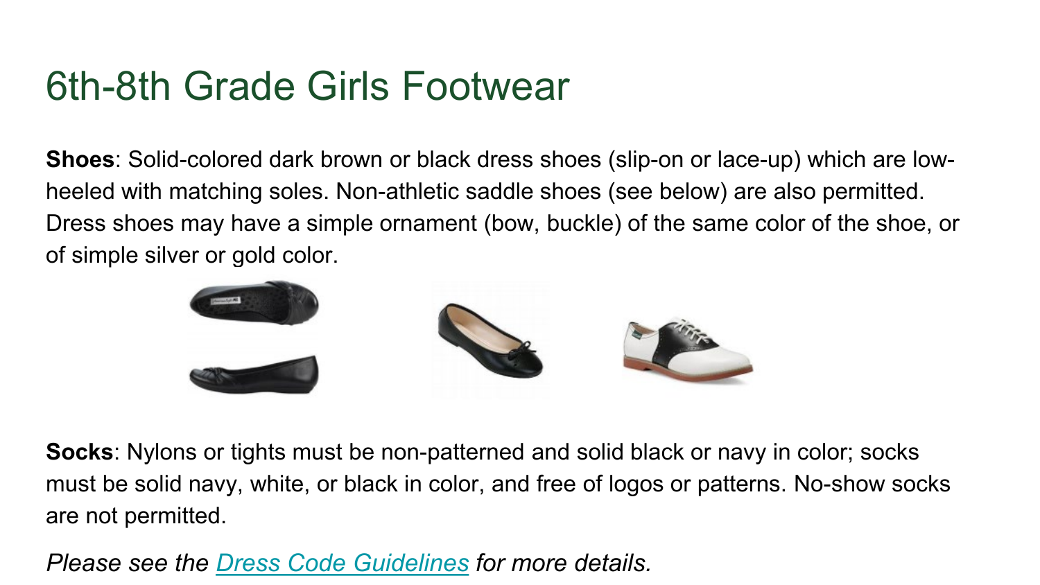# 6th-8th Grade Girls Footwear

**Shoes**: Solid-colored dark brown or black dress shoes (slip-on or lace-up) which are low-heeled with matching soles. Non-athletic saddle shoes (see below) are also permitted. Dress shoes may have a simple ornament (bow, buckle) of the same color of the shoe, or of simple silver or gold color.

**Socks**: Nylons or tights must be non-patterned and solid black or navy in color; socks must be solid navy, white, or black in color, and free of logos or patterns. No-show socks are not permitted.

*Please see the Dress Code Guidelines for more details.*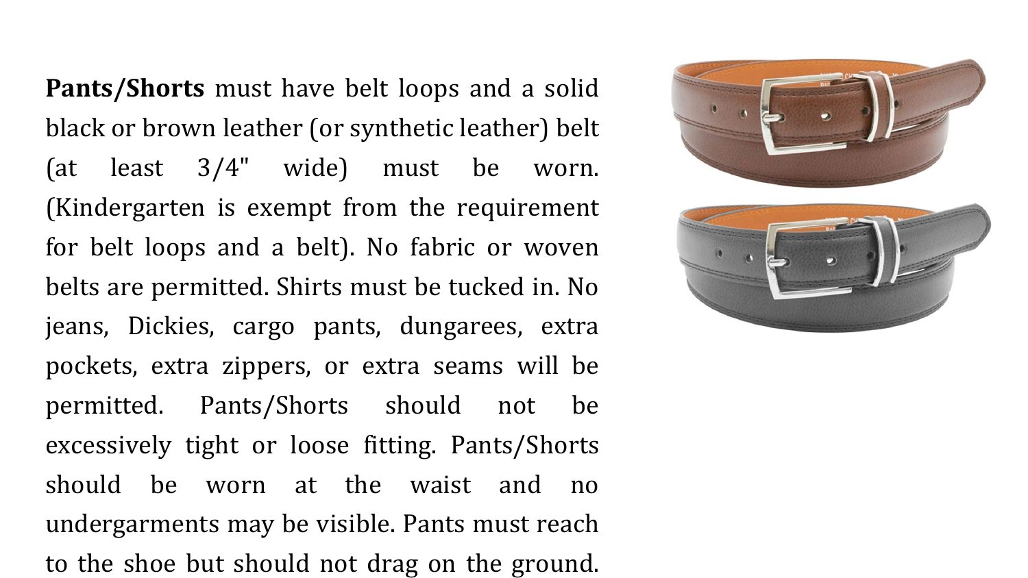**Pants/Shorts** must have belt loops and a solid black or brown leather (or synthetic leather) belt (at least 3/4" wide) must be worn. (Kindergarten is exempt from the requirement for belt loops and a belt). No fabric or woven belts are permitted. Shirts must be tucked in. No jeans, Dickies, cargo pants, dungarees, extra pockets, extra zippers, or extra seams will be permitted. Pants/Shorts should not be excessively tight or loose fitting. Pants/Shorts should be worn at the waist and no undergarments may be visible. Pants must reach to the shoe but should not drag on the ground.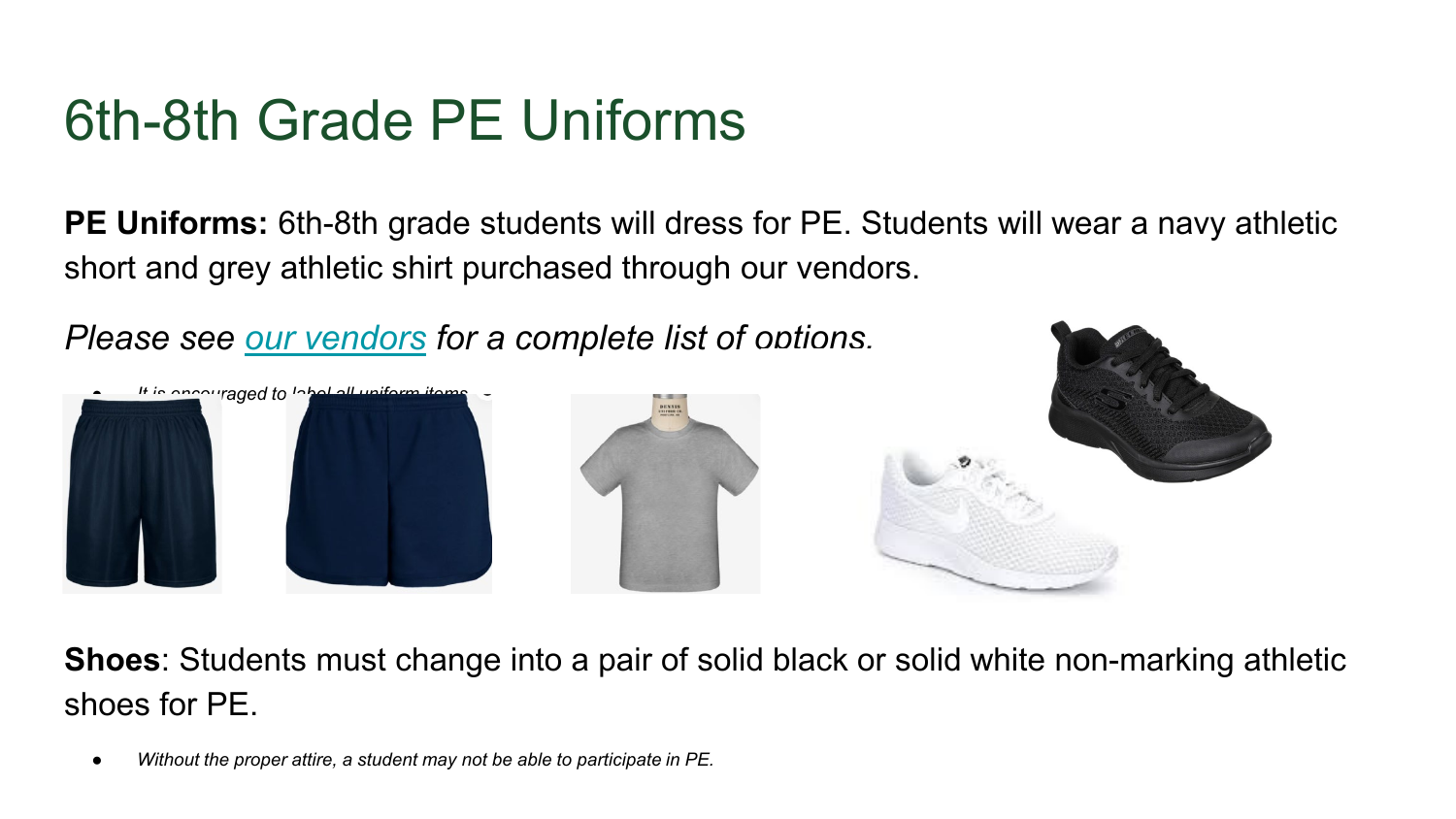# 6th-8th Grade PE Uniforms

**PE Uniforms:** 6th-8th grade students will dress for PE. Students will wear a navy athletic short and grey athletic shirt purchased through our vendors.

*Please see our vendors for a complete list of options.*

- *It is encouraged to label all uniform items.*

**Shoes**: Students must change into a pair of solid black or solid white non-marking athletic shoes for PE.

- *Without the proper attire, a student may not be able to participate in PE.*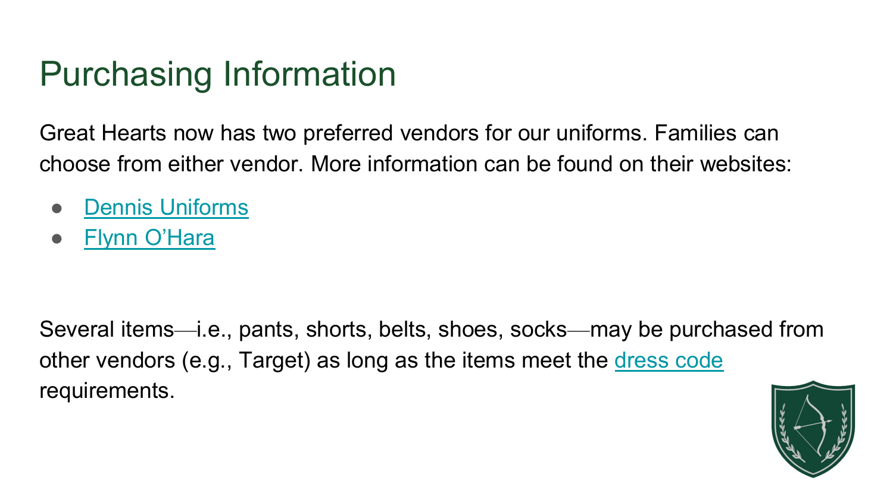# Purchasing Information

Great Hearts now has two preferred vendors for our uniforms. Families can choose from either vendor. More information can be found on their websites:

- Dennis Uniforms
- Flynn O'Hara

Several items—i.e., pants, shorts, belts, shoes, socks—may be purchased from other vendors (e.g., Target) as long as the items meet the dress code requirements.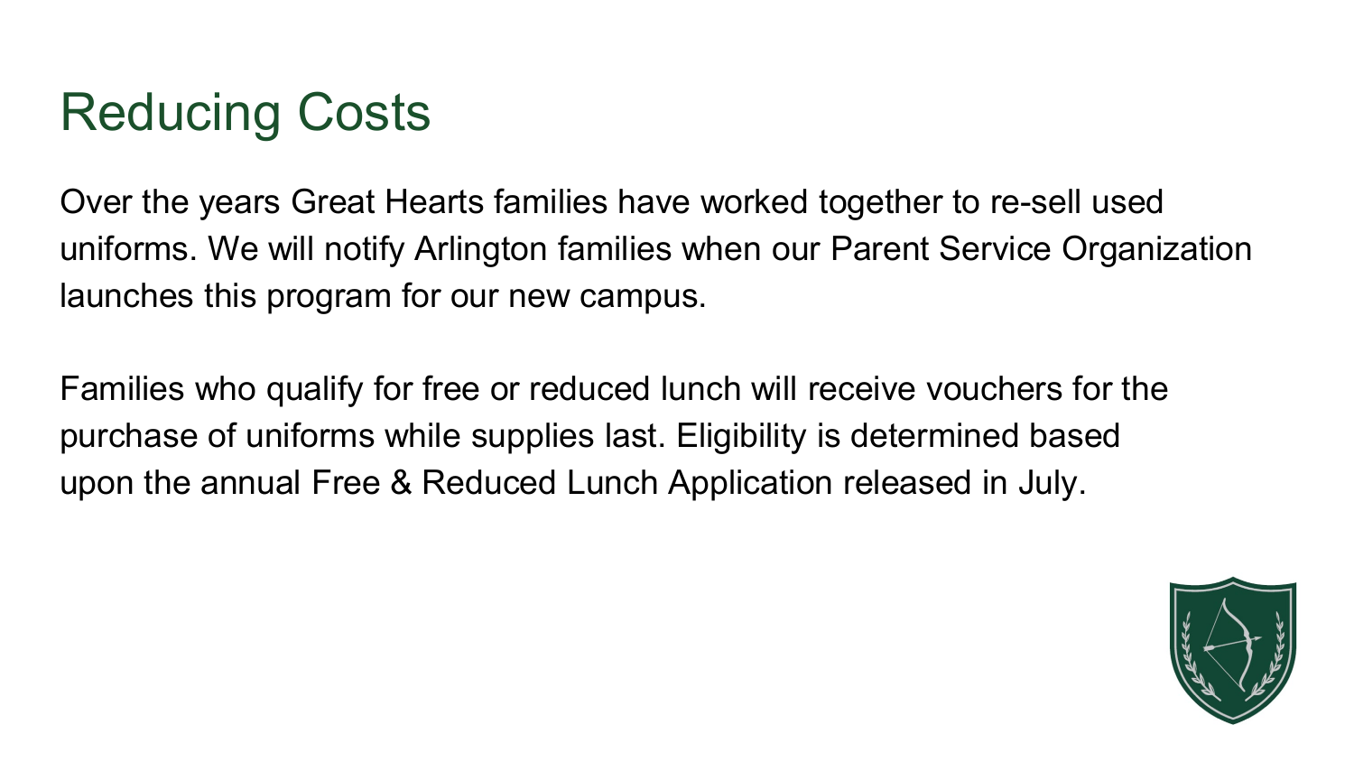# Reducing Costs

Over the years Great Hearts families have worked together to re-sell used uniforms. We will notify Arlington families when our Parent Service Organization launches this program for our new campus.

Families who qualify for free or reduced lunch will receive vouchers for the purchase of uniforms while supplies last. Eligibility is determined based upon the annual Free & Reduced Lunch Application released in July.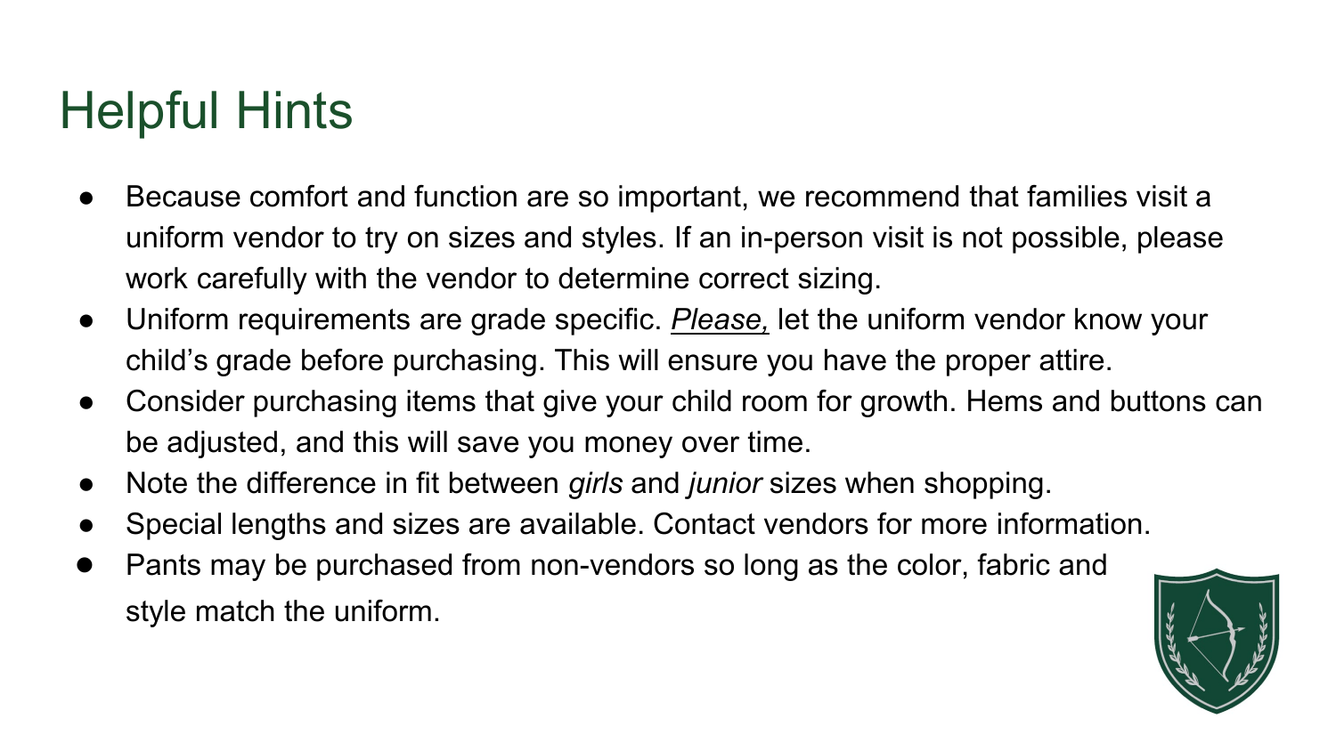# Helpful Hints

- Because comfort and function are so important, we recommend that families visit a uniform vendor to try on sizes and styles. If an in-person visit is not possible, please work carefully with the vendor to determine correct sizing.
- Uniform requirements are grade specific. *Please,* let the uniform vendor know your child's grade before purchasing. This will ensure you have the proper attire.
- Consider purchasing items that give your child room for growth. Hems and buttons can be adjusted, and this will save you money over time.
- Note the difference in fit between *girls* and *junior* sizes when shopping.
- Special lengths and sizes are available. Contact vendors for more information.
- Pants may be purchased from non-vendors so long as the color, fabric and style match the uniform.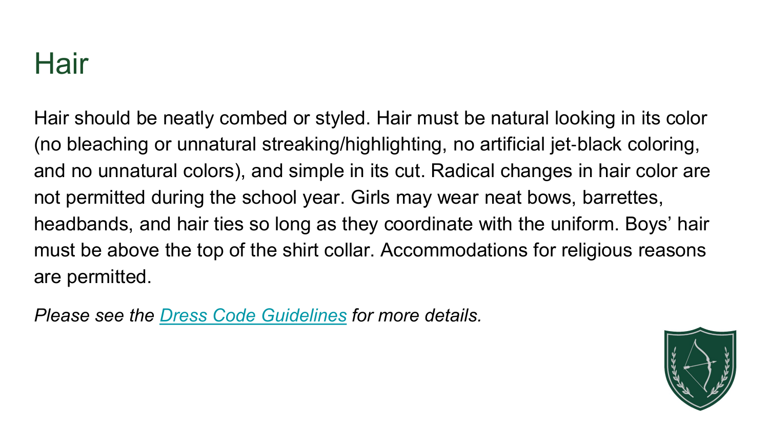# Hair

Hair should be neatly combed or styled. Hair must be natural looking in its color (no bleaching or unnatural streaking/highlighting, no artificial jet-black coloring, and no unnatural colors), and simple in its cut. Radical changes in hair color are not permitted during the school year. Girls may wear neat bows, barrettes, headbands, and hair ties so long as they coordinate with the uniform. Boys' hair must be above the top of the shirt collar. Accommodations for religious reasons are permitted.

*Please see the Dress Code Guidelines for more details.*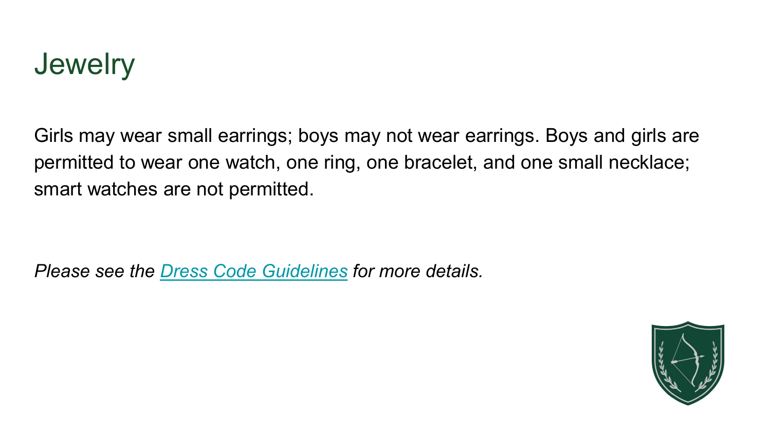# Jewelry

Girls may wear small earrings; boys may not wear earrings. Boys and girls are permitted to wear one watch, one ring, one bracelet, and one small necklace; smart watches are not permitted.

*Please see the Dress Code Guidelines for more details.*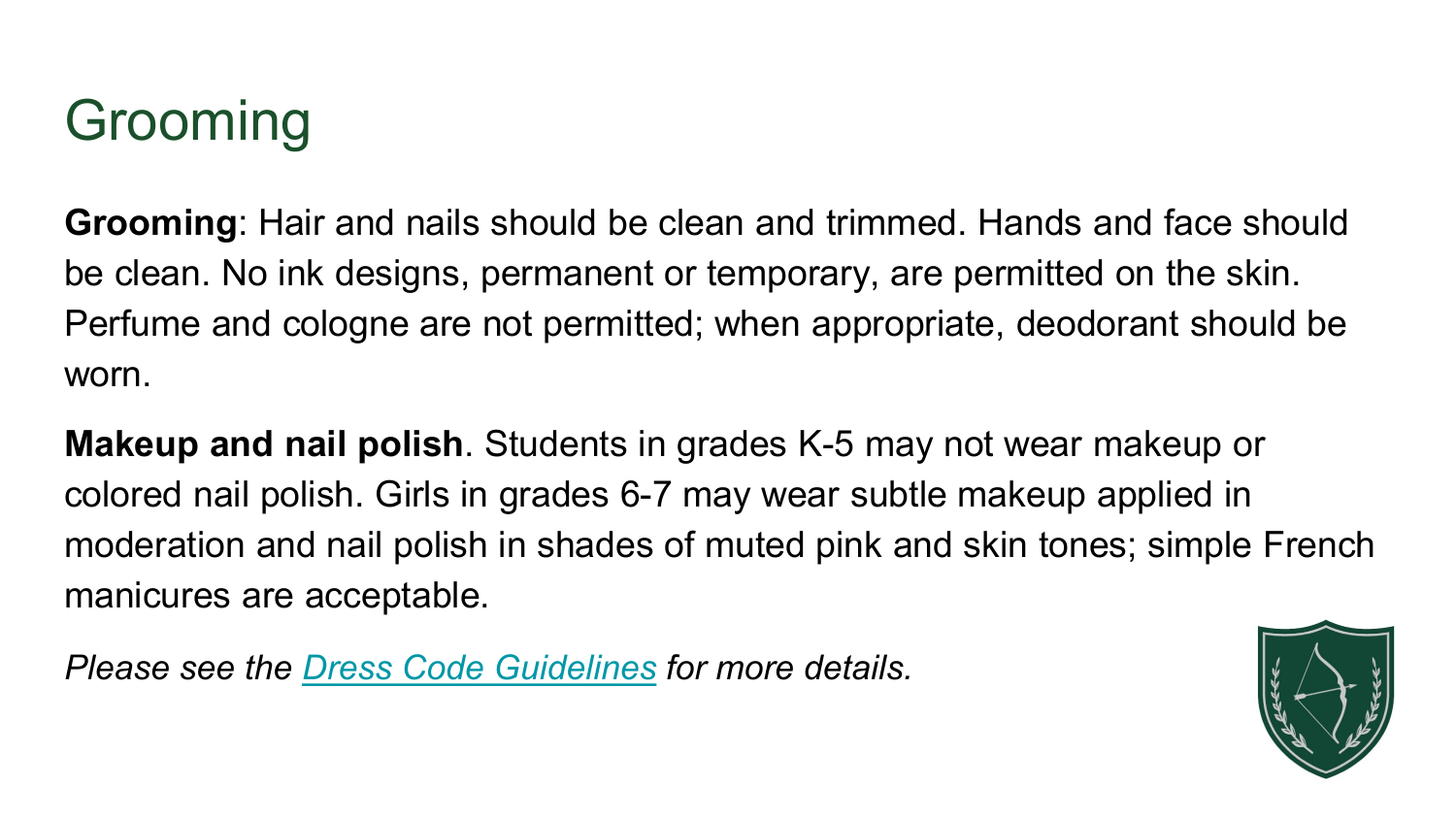# Grooming

**Grooming**: Hair and nails should be clean and trimmed. Hands and face should be clean. No ink designs, permanent or temporary, are permitted on the skin. Perfume and cologne are not permitted; when appropriate, deodorant should be worn.

**Makeup and nail polish**. Students in grades K-5 may not wear makeup or colored nail polish. Girls in grades 6-7 may wear subtle makeup applied in moderation and nail polish in shades of muted pink and skin tones; simple French manicures are acceptable.

*Please see the [Dress Code Guidelines] for more details.*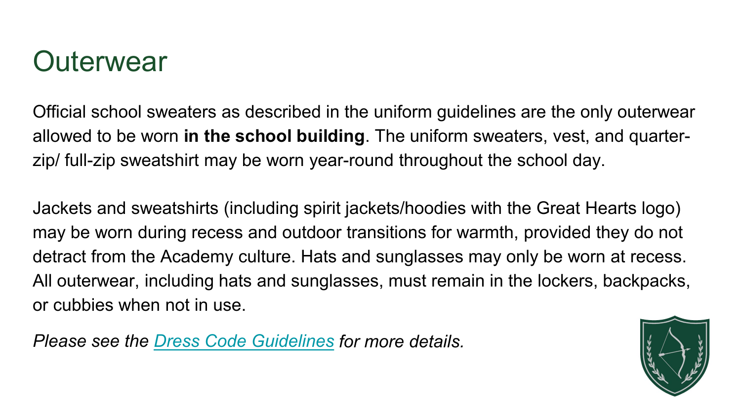# Outerwear

Official school sweaters as described in the uniform guidelines are the only outerwear allowed to be worn **in the school building**. The uniform sweaters, vest, and quarter-zip/ full-zip sweatshirt may be worn year-round throughout the school day.

Jackets and sweatshirts (including spirit jackets/hoodies with the Great Hearts logo) may be worn during recess and outdoor transitions for warmth, provided they do not detract from the Academy culture. Hats and sunglasses may only be worn at recess. All outerwear, including hats and sunglasses, must remain in the lockers, backpacks, or cubbies when not in use.

*Please see the Dress Code Guidelines for more details.*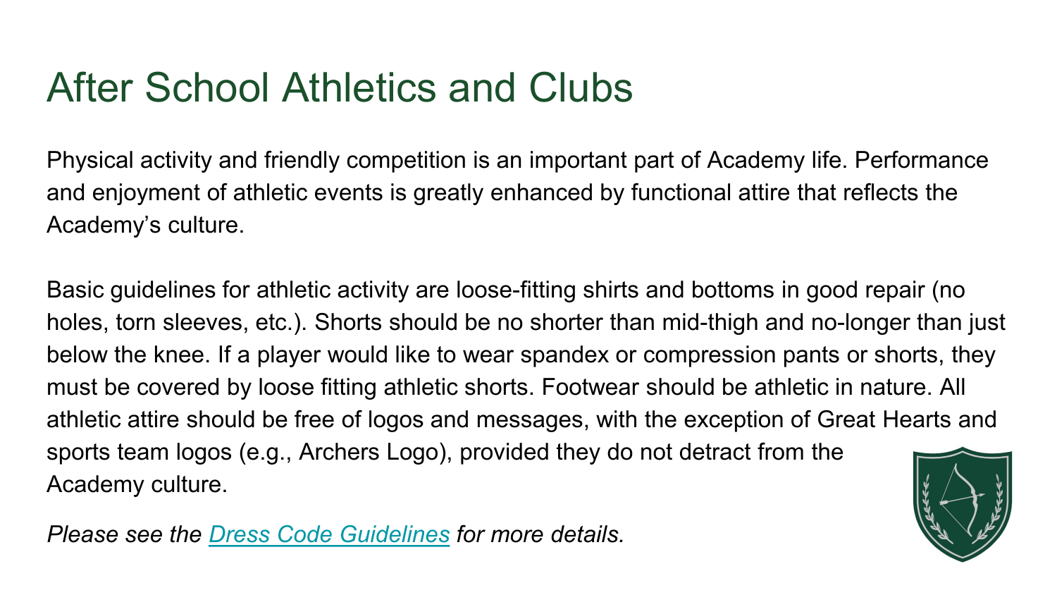# After School Athletics and Clubs

Physical activity and friendly competition is an important part of Academy life. Performance and enjoyment of athletic events is greatly enhanced by functional attire that reflects the Academy's culture.

Basic guidelines for athletic activity are loose-fitting shirts and bottoms in good repair (no holes, torn sleeves, etc.). Shorts should be no shorter than mid-thigh and no-longer than just below the knee. If a player would like to wear spandex or compression pants or shorts, they must be covered by loose fitting athletic shorts. Footwear should be athletic in nature. All athletic attire should be free of logos and messages, with the exception of Great Hearts and sports team logos (e.g., Archers Logo), provided they do not detract from the Academy culture.

*Please see the [Dress Code Guidelines] for more details.*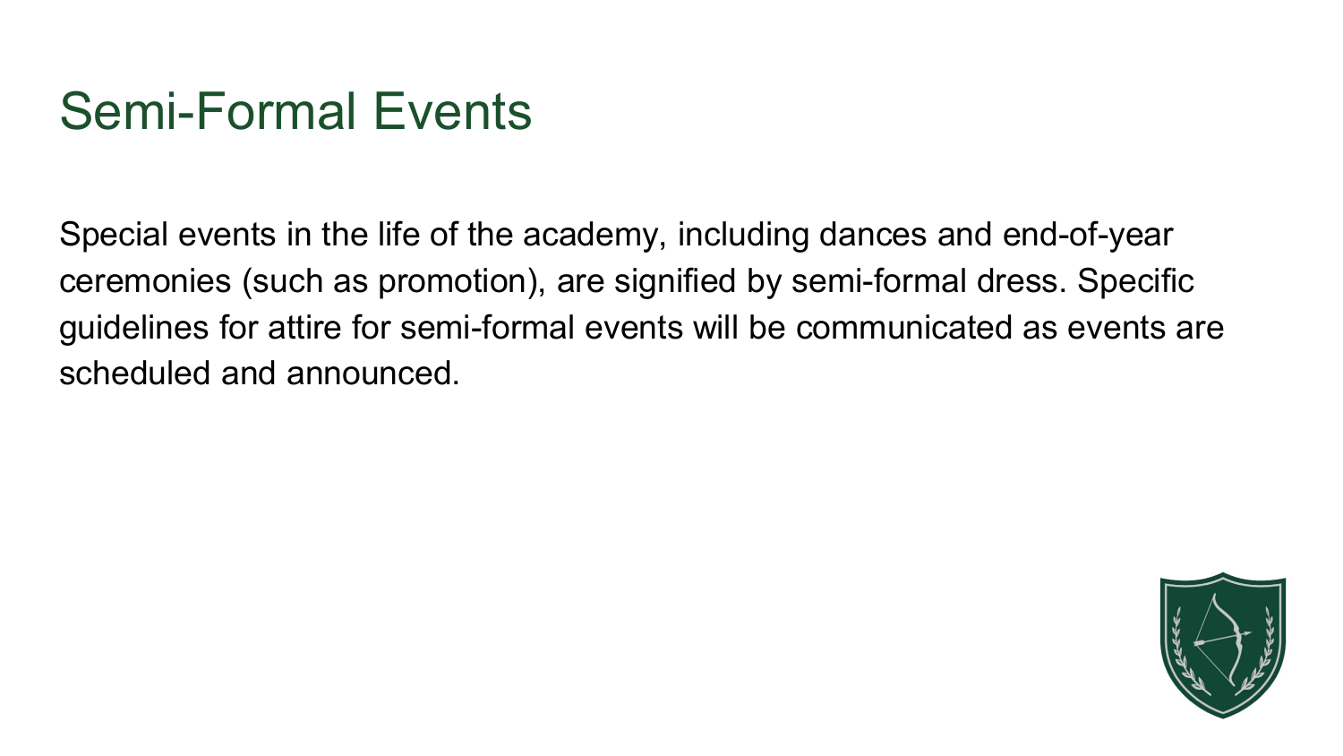# Semi-Formal Events

Special events in the life of the academy, including dances and end-of-year ceremonies (such as promotion), are signified by semi-formal dress. Specific guidelines for attire for semi-formal events will be communicated as events are scheduled and announced.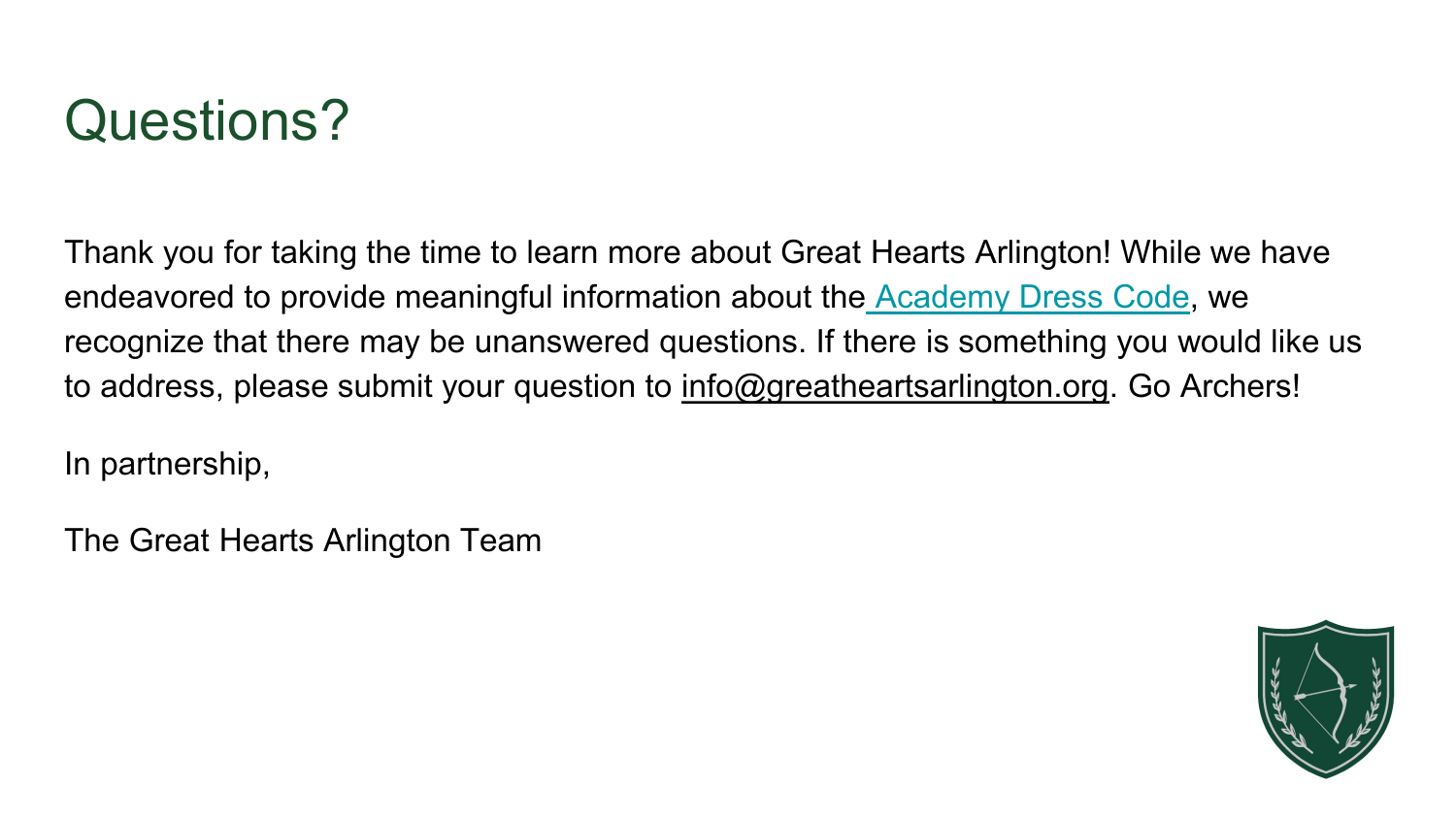# Questions?

Thank you for taking the time to learn more about Great Hearts Arlington! While we have endeavored to provide meaningful information about the Academy Dress Code, we recognize that there may be unanswered questions. If there is something you would like us to address, please submit your question to info@greatheartsarlington.org. Go Archers!

In partnership,

The Great Hearts Arlington Team